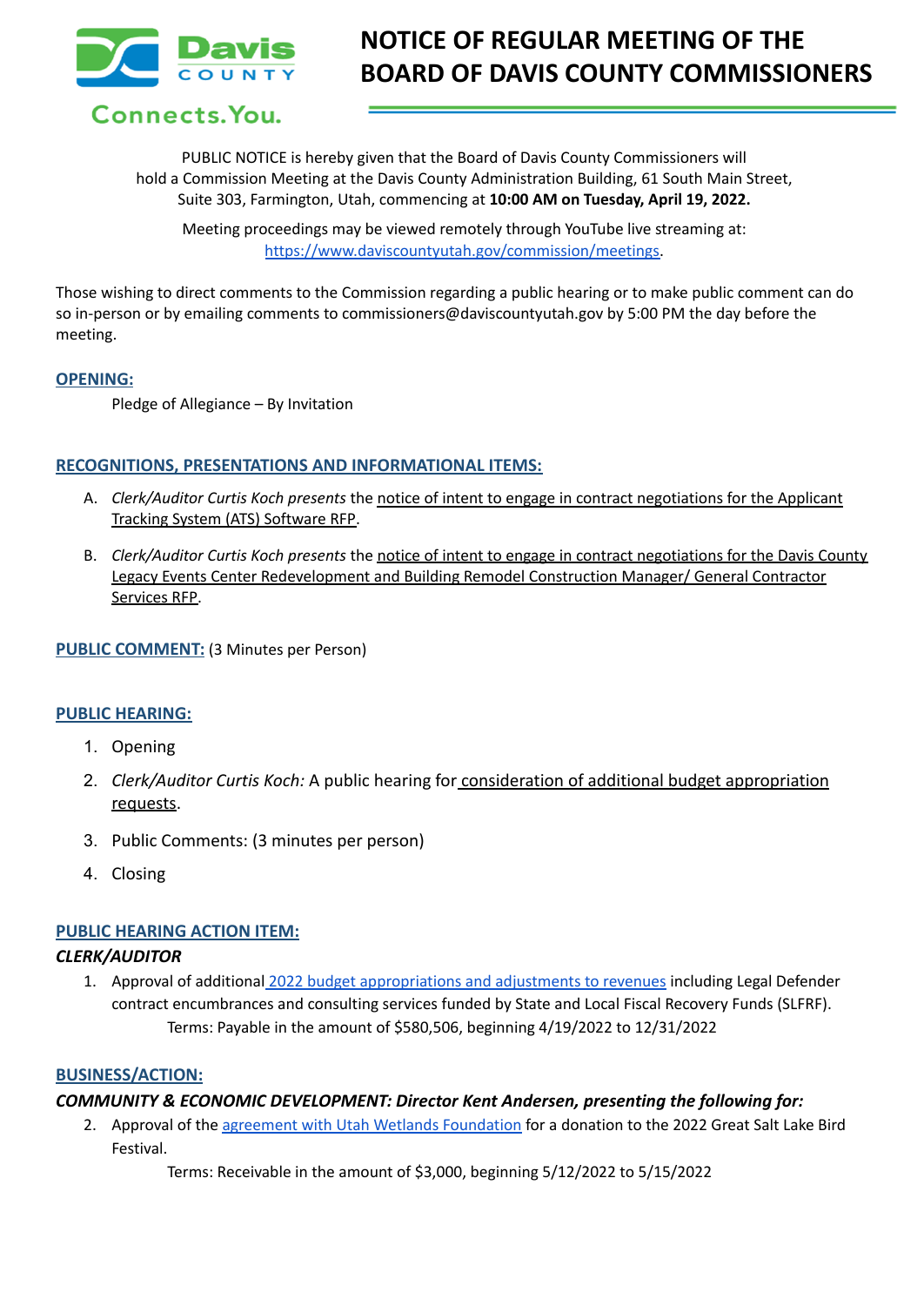# NOTICE OF REGULAR MEETING OF THE BOARD OF DAVIS COUNTY COMMISSIONERS

Davis COUNTY
Connects.You.

PUBLIC NOTICE is hereby given that the Board of Davis County Commissioners will hold a Commission Meeting at the Davis County Administration Building, 61 South Main Street, Suite 303, Farmington, Utah, commencing at **10:00 AM on Tuesday, April 19, 2022.**

Meeting proceedings may be viewed remotely through YouTube live streaming at: https://www.daviscountyutah.gov/commission/meetings.

Those wishing to direct comments to the Commission regarding a public hearing or to make public comment can do so in-person or by emailing comments to commissioners@daviscountyutah.gov by 5:00 PM the day before the meeting.

## OPENING:

Pledge of Allegiance – By Invitation

## RECOGNITIONS, PRESENTATIONS AND INFORMATIONAL ITEMS:

A. *Clerk/Auditor Curtis Koch presents* the notice of intent to engage in contract negotiations for the Applicant Tracking System (ATS) Software RFP.

B. *Clerk/Auditor Curtis Koch presents* the notice of intent to engage in contract negotiations for the Davis County Legacy Events Center Redevelopment and Building Remodel Construction Manager/ General Contractor Services RFP.

## PUBLIC COMMENT: (3 Minutes per Person)

## PUBLIC HEARING:

1. Opening
2. *Clerk/Auditor Curtis Koch:* A public hearing for consideration of additional budget appropriation requests.
3. Public Comments: (3 minutes per person)
4. Closing

## PUBLIC HEARING ACTION ITEM:

### *CLERK/AUDITOR*

1. Approval of additional 2022 budget appropriations and adjustments to revenues including Legal Defender contract encumbrances and consulting services funded by State and Local Fiscal Recovery Funds (SLFRF).
   Terms: Payable in the amount of $580,506, beginning 4/19/2022 to 12/31/2022

## BUSINESS/ACTION:

### *COMMUNITY & ECONOMIC DEVELOPMENT: Director Kent Andersen, presenting the following for:*

2. Approval of the agreement with Utah Wetlands Foundation for a donation to the 2022 Great Salt Lake Bird Festival.
   Terms: Receivable in the amount of $3,000, beginning 5/12/2022 to 5/15/2022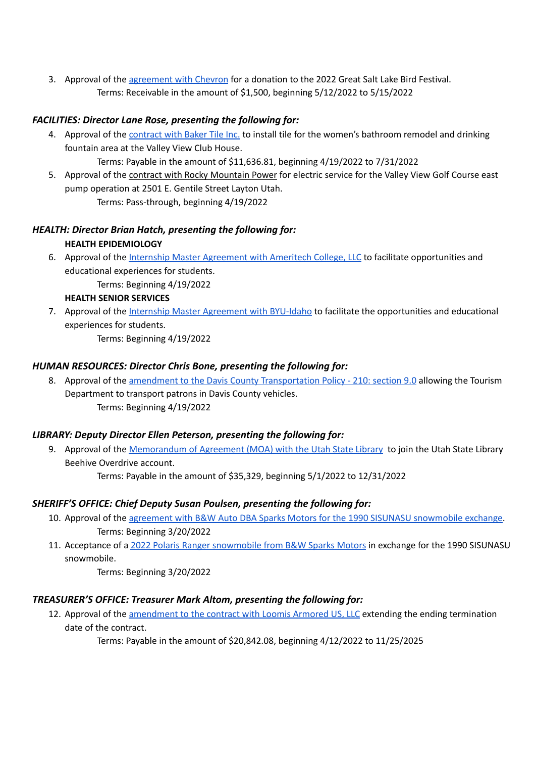3. Approval of the agreement with Chevron for a donation to the 2022 Great Salt Lake Bird Festival.
   Terms: Receivable in the amount of $1,500, beginning 5/12/2022 to 5/15/2022

***FACILITIES: Director Lane Rose, presenting the following for:***

4. Approval of the contract with Baker Tile Inc. to install tile for the women's bathroom remodel and drinking fountain area at the Valley View Club House.
   Terms: Payable in the amount of $11,636.81, beginning 4/19/2022 to 7/31/2022
5. Approval of the contract with Rocky Mountain Power for electric service for the Valley View Golf Course east pump operation at 2501 E. Gentile Street Layton Utah.
   Terms: Pass-through, beginning 4/19/2022

***HEALTH: Director Brian Hatch, presenting the following for:***

**HEALTH EPIDEMIOLOGY**

6. Approval of the Internship Master Agreement with Ameritech College, LLC to facilitate opportunities and educational experiences for students.
   Terms: Beginning 4/19/2022

**HEALTH SENIOR SERVICES**

7. Approval of the Internship Master Agreement with BYU-Idaho to facilitate the opportunities and educational experiences for students.
   Terms: Beginning 4/19/2022

***HUMAN RESOURCES: Director Chris Bone, presenting the following for:***

8. Approval of the amendment to the Davis County Transportation Policy - 210: section 9.0 allowing the Tourism Department to transport patrons in Davis County vehicles.
   Terms: Beginning 4/19/2022

***LIBRARY: Deputy Director Ellen Peterson, presenting the following for:***

9. Approval of the Memorandum of Agreement (MOA) with the Utah State Library to join the Utah State Library Beehive Overdrive account.
   Terms: Payable in the amount of $35,329, beginning 5/1/2022 to 12/31/2022

***SHERIFF'S OFFICE: Chief Deputy Susan Poulsen, presenting the following for:***

10. Approval of the agreement with B&W Auto DBA Sparks Motors for the 1990 SISUNASU snowmobile exchange.
    Terms: Beginning 3/20/2022
11. Acceptance of a 2022 Polaris Ranger snowmobile from B&W Sparks Motors in exchange for the 1990 SISUNASU snowmobile.
    Terms: Beginning 3/20/2022

***TREASURER'S OFFICE: Treasurer Mark Altom, presenting the following for:***

12. Approval of the amendment to the contract with Loomis Armored US, LLC extending the ending termination date of the contract.
    Terms: Payable in the amount of $20,842.08, beginning 4/12/2022 to 11/25/2025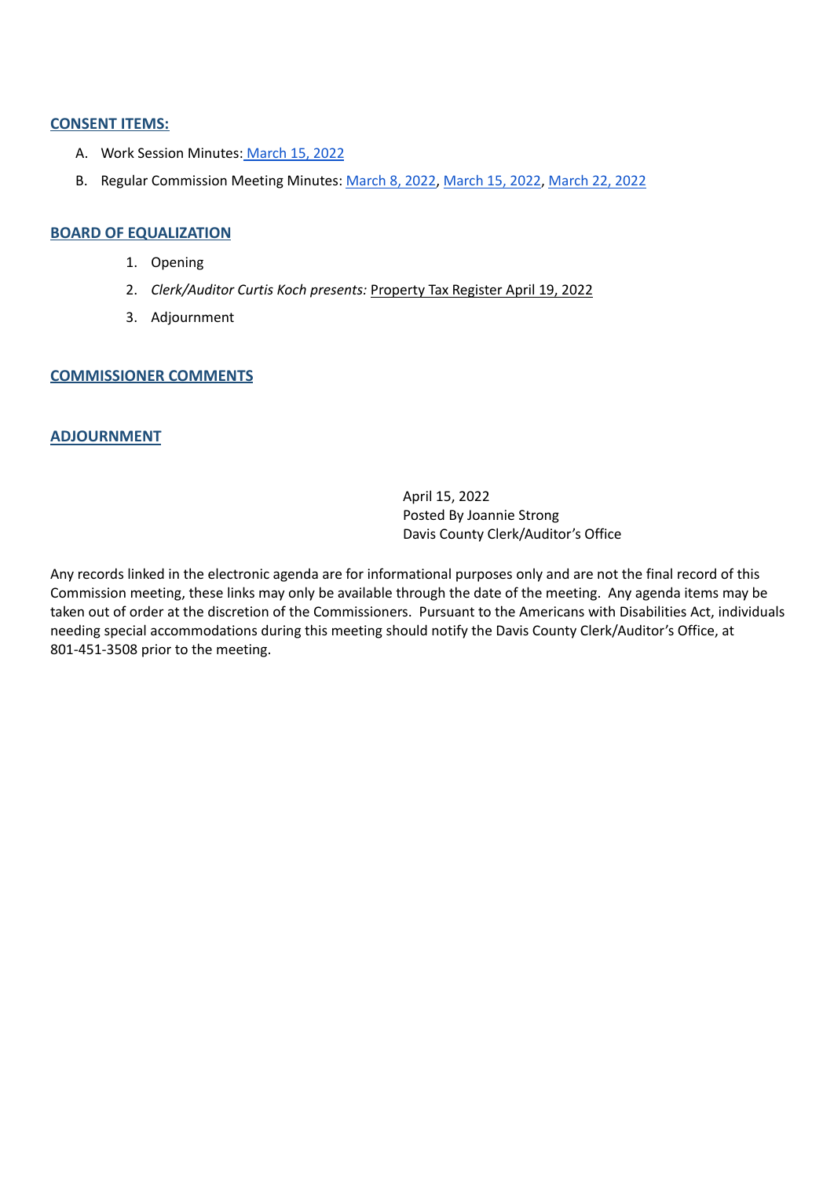## CONSENT ITEMS:

A. Work Session Minutes: March 15, 2022

B. Regular Commission Meeting Minutes: March 8, 2022, March 15, 2022, March 22, 2022

## BOARD OF EQUALIZATION

1. Opening
2. *Clerk/Auditor Curtis Koch presents:* Property Tax Register April 19, 2022
3. Adjournment

## COMMISSIONER COMMENTS

## ADJOURNMENT

April 15, 2022
Posted By Joannie Strong
Davis County Clerk/Auditor's Office

Any records linked in the electronic agenda are for informational purposes only and are not the final record of this Commission meeting, these links may only be available through the date of the meeting. Any agenda items may be taken out of order at the discretion of the Commissioners. Pursuant to the Americans with Disabilities Act, individuals needing special accommodations during this meeting should notify the Davis County Clerk/Auditor's Office, at 801-451-3508 prior to the meeting.